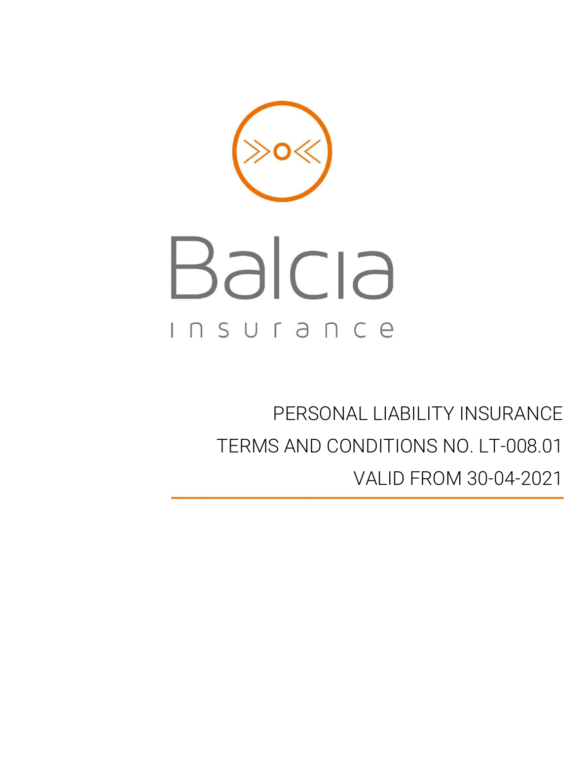Balcia

insurance

# PERSONAL LIABILITY INSURANCE

## TERMS AND CONDITIONS NO. LT-008.01

## VALID FROM 30-04-2021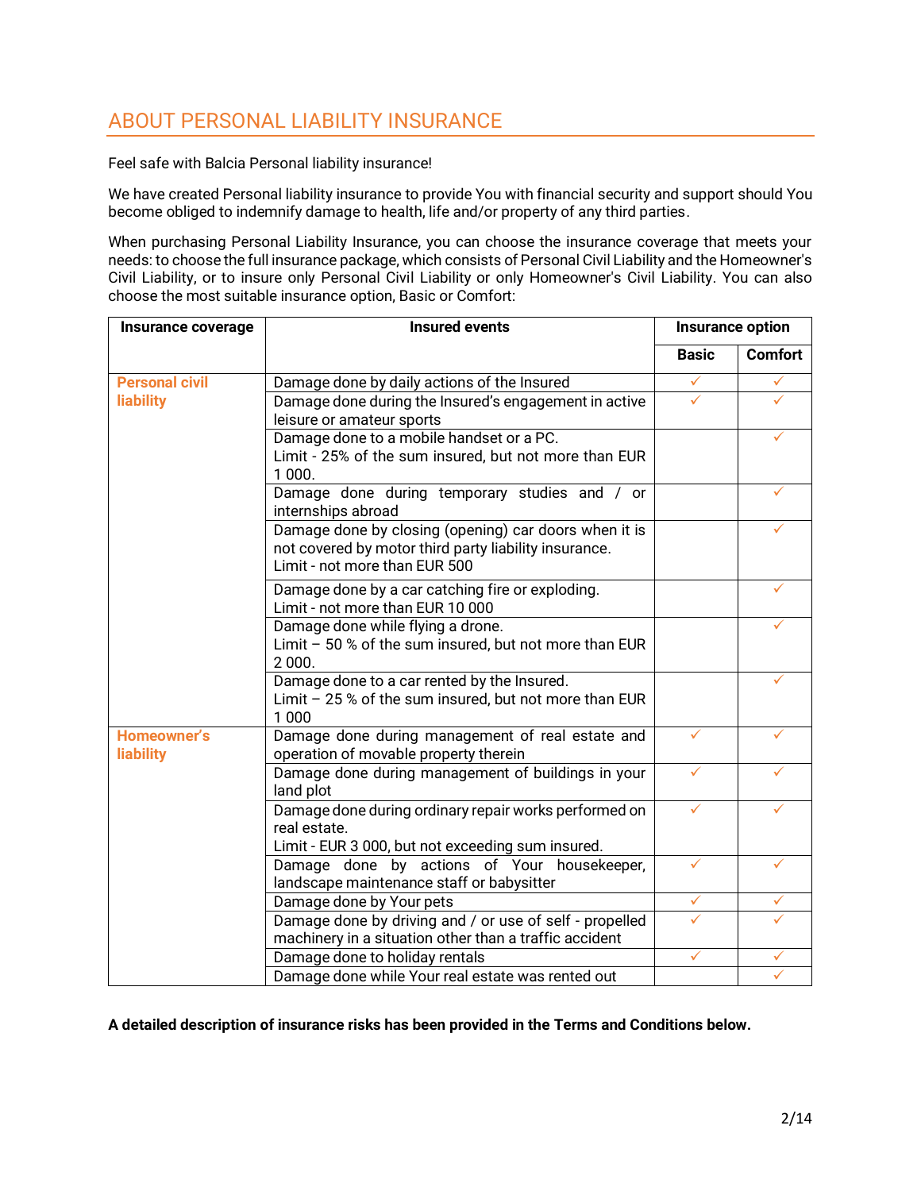# ABOUT PERSONAL LIABILITY INSURANCE

Feel safe with Balcia Personal liability insurance!

We have created Personal liability insurance to provide You with financial security and support should You become obliged to indemnify damage to health, life and/or property of any third parties.

When purchasing Personal Liability Insurance, you can choose the insurance coverage that meets your needs: to choose the full insurance package, which consists of Personal Civil Liability and the Homeowner's Civil Liability, or to insure only Personal Civil Liability or only Homeowner's Civil Liability. You can also choose the most suitable insurance option, Basic or Comfort:

| Insurance coverage | Insured events | Insurance option | |
|---|---|---|---|
| | | Basic | Comfort |
| Personal civil liability | Damage done by daily actions of the Insured | ✓ | ✓ |
| | Damage done during the Insured's engagement in active leisure or amateur sports | ✓ | ✓ |
| | Damage done to a mobile handset or a PC. Limit - 25% of the sum insured, but not more than EUR 1 000. | | ✓ |
| | Damage done during temporary studies and / or internships abroad | | ✓ |
| | Damage done by closing (opening) car doors when it is not covered by motor third party liability insurance. Limit - not more than EUR 500 | | ✓ |
| | Damage done by a car catching fire or exploding. Limit - not more than EUR 10 000 | | ✓ |
| | Damage done while flying a drone. Limit – 50 % of the sum insured, but not more than EUR 2 000. | | ✓ |
| | Damage done to a car rented by the Insured. Limit – 25 % of the sum insured, but not more than EUR 1 000 | | ✓ |
| Homeowner's liability | Damage done during management of real estate and operation of movable property therein | ✓ | ✓ |
| | Damage done during management of buildings in your land plot | ✓ | ✓ |
| | Damage done during ordinary repair works performed on real estate. Limit - EUR 3 000, but not exceeding sum insured. | ✓ | ✓ |
| | Damage done by actions of Your housekeeper, landscape maintenance staff or babysitter | ✓ | ✓ |
| | Damage done by Your pets | ✓ | ✓ |
| | Damage done by driving and / or use of self - propelled machinery in a situation other than a traffic accident | ✓ | ✓ |
| | Damage done to holiday rentals | ✓ | ✓ |
| | Damage done while Your real estate was rented out | | ✓ |

**A detailed description of insurance risks has been provided in the Terms and Conditions below.**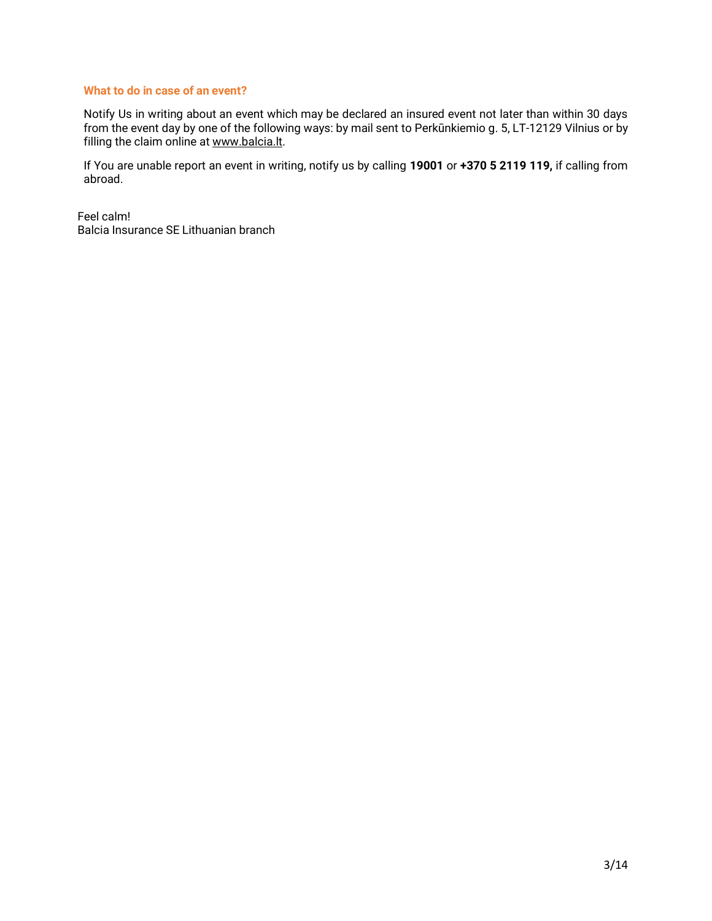### What to do in case of an event?

Notify Us in writing about an event which may be declared an insured event not later than within 30 days from the event day by one of the following ways: by mail sent to Perkūnkiemio g. 5, LT-12129 Vilnius or by filling the claim online at www.balcia.lt.

If You are unable report an event in writing, notify us by calling **19001** or **+370 5 2119 119,** if calling from abroad.

Feel calm!
Balcia Insurance SE Lithuanian branch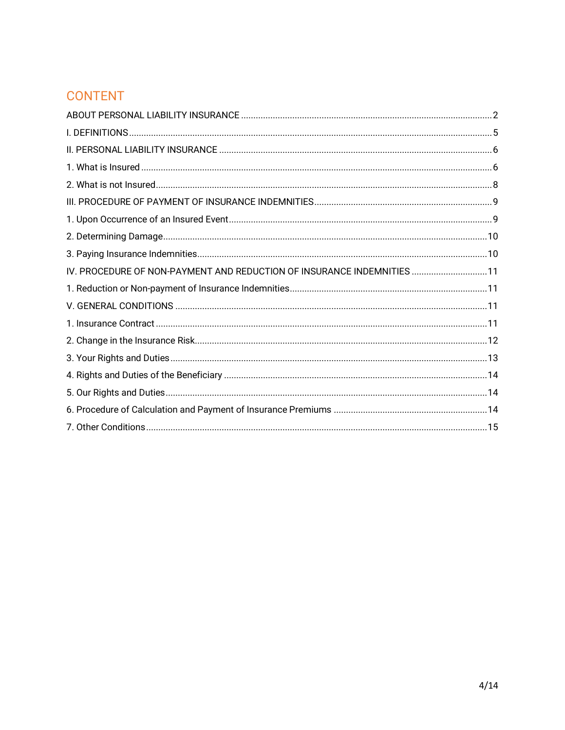# CONTENT

ABOUT PERSONAL LIABILITY INSURANCE ....................................................................................................2

I. DEFINITIONS.................................................................................................................................................5

II. PERSONAL LIABILITY INSURANCE ..............................................................................................................6

1. What is Insured ............................................................................................................................................6

2. What is not Insured.......................................................................................................................................8

III. PROCEDURE OF PAYMENT OF INSURANCE INDEMNITIES.......................................................................9

1. Upon Occurrence of an Insured Event..........................................................................................................9

2. Determining Damage..................................................................................................................................10

3. Paying Insurance Indemnities.....................................................................................................................10

IV. PROCEDURE OF NON-PAYMENT AND REDUCTION OF INSURANCE INDEMNITIES ..............................11

1. Reduction or Non-payment of Insurance Indemnities................................................................................11

V. GENERAL CONDITIONS .............................................................................................................................11

1. Insurance Contract .....................................................................................................................................11

2. Change in the Insurance Risk......................................................................................................................12

3. Your Rights and Duties ...............................................................................................................................13

4. Rights and Duties of the Beneficiary ..........................................................................................................14

5. Our Rights and Duties.................................................................................................................................14

6. Procedure of Calculation and Payment of Insurance Premiums ..............................................................14

7. Other Conditions.........................................................................................................................................15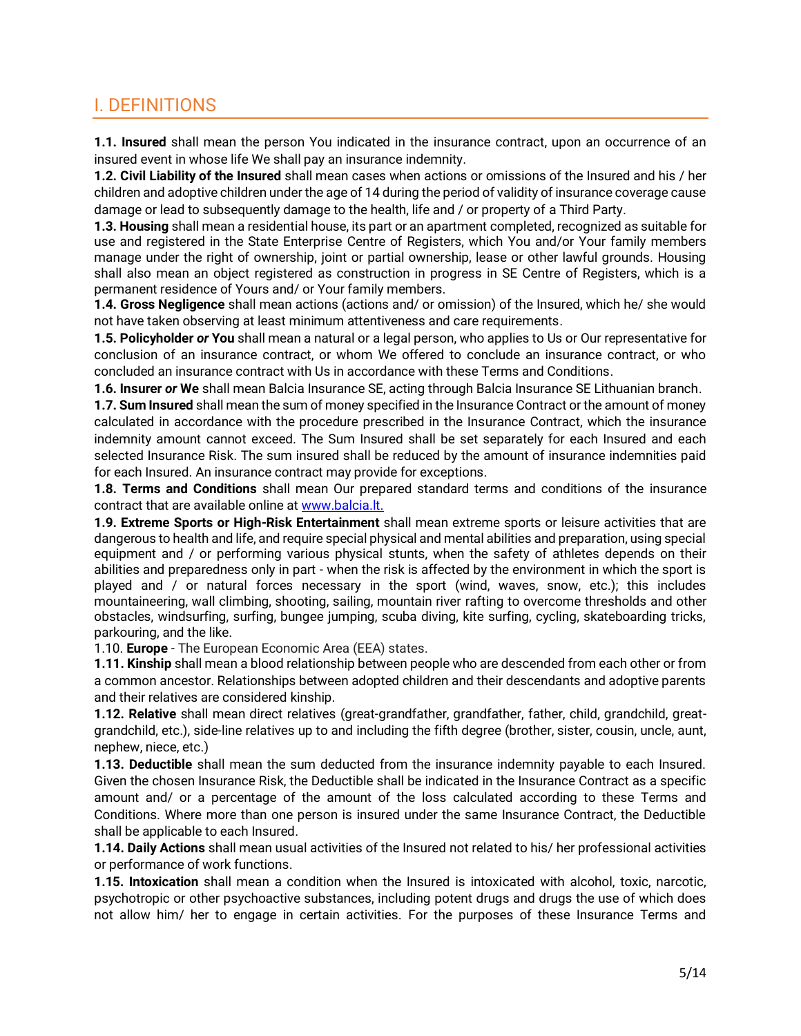## I. DEFINITIONS

**1.1. Insured** shall mean the person You indicated in the insurance contract, upon an occurrence of an insured event in whose life We shall pay an insurance indemnity.

**1.2. Civil Liability of the Insured** shall mean cases when actions or omissions of the Insured and his / her children and adoptive children under the age of 14 during the period of validity of insurance coverage cause damage or lead to subsequently damage to the health, life and / or property of a Third Party.

**1.3. Housing** shall mean a residential house, its part or an apartment completed, recognized as suitable for use and registered in the State Enterprise Centre of Registers, which You and/or Your family members manage under the right of ownership, joint or partial ownership, lease or other lawful grounds. Housing shall also mean an object registered as construction in progress in SE Centre of Registers, which is a permanent residence of Yours and/ or Your family members.

**1.4. Gross Negligence** shall mean actions (actions and/ or omission) of the Insured, which he/ she would not have taken observing at least minimum attentiveness and care requirements.

**1.5. Policyholder *or* You** shall mean a natural or a legal person, who applies to Us or Our representative for conclusion of an insurance contract, or whom We offered to conclude an insurance contract, or who concluded an insurance contract with Us in accordance with these Terms and Conditions.

**1.6. Insurer *or* We** shall mean Balcia Insurance SE, acting through Balcia Insurance SE Lithuanian branch.

**1.7. Sum Insured** shall mean the sum of money specified in the Insurance Contract or the amount of money calculated in accordance with the procedure prescribed in the Insurance Contract, which the insurance indemnity amount cannot exceed. The Sum Insured shall be set separately for each Insured and each selected Insurance Risk. The sum insured shall be reduced by the amount of insurance indemnities paid for each Insured. An insurance contract may provide for exceptions.

**1.8. Terms and Conditions** shall mean Our prepared standard terms and conditions of the insurance contract that are available online at www.balcia.lt.

**1.9. Extreme Sports or High-Risk Entertainment** shall mean extreme sports or leisure activities that are dangerous to health and life, and require special physical and mental abilities and preparation, using special equipment and / or performing various physical stunts, when the safety of athletes depends on their abilities and preparedness only in part - when the risk is affected by the environment in which the sport is played and / or natural forces necessary in the sport (wind, waves, snow, etc.); this includes mountaineering, wall climbing, shooting, sailing, mountain river rafting to overcome thresholds and other obstacles, windsurfing, surfing, bungee jumping, scuba diving, kite surfing, cycling, skateboarding tricks, parkouring, and the like.

1.10. **Europe** - The European Economic Area (EEA) states.

**1.11. Kinship** shall mean a blood relationship between people who are descended from each other or from a common ancestor. Relationships between adopted children and their descendants and adoptive parents and their relatives are considered kinship.

**1.12. Relative** shall mean direct relatives (great-grandfather, grandfather, father, child, grandchild, great-grandchild, etc.), side-line relatives up to and including the fifth degree (brother, sister, cousin, uncle, aunt, nephew, niece, etc.)

**1.13. Deductible** shall mean the sum deducted from the insurance indemnity payable to each Insured. Given the chosen Insurance Risk, the Deductible shall be indicated in the Insurance Contract as a specific amount and/ or a percentage of the amount of the loss calculated according to these Terms and Conditions. Where more than one person is insured under the same Insurance Contract, the Deductible shall be applicable to each Insured.

**1.14. Daily Actions** shall mean usual activities of the Insured not related to his/ her professional activities or performance of work functions.

**1.15. Intoxication** shall mean a condition when the Insured is intoxicated with alcohol, toxic, narcotic, psychotropic or other psychoactive substances, including potent drugs and drugs the use of which does not allow him/ her to engage in certain activities. For the purposes of these Insurance Terms and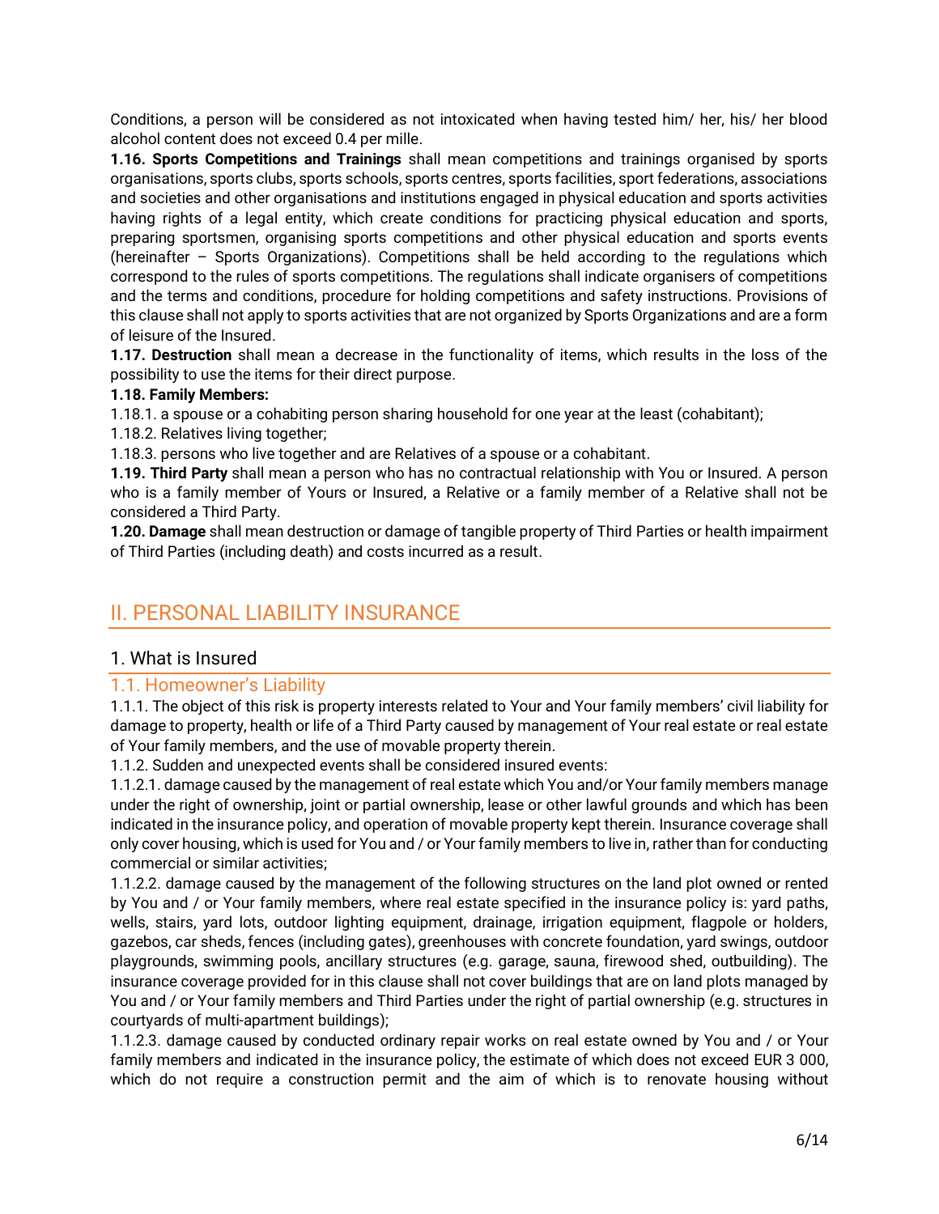Conditions, a person will be considered as not intoxicated when having tested him/ her, his/ her blood alcohol content does not exceed 0.4 per mille.

**1.16. Sports Competitions and Trainings** shall mean competitions and trainings organised by sports organisations, sports clubs, sports schools, sports centres, sports facilities, sport federations, associations and societies and other organisations and institutions engaged in physical education and sports activities having rights of a legal entity, which create conditions for practicing physical education and sports, preparing sportsmen, organising sports competitions and other physical education and sports events (hereinafter – Sports Organizations). Competitions shall be held according to the regulations which correspond to the rules of sports competitions. The regulations shall indicate organisers of competitions and the terms and conditions, procedure for holding competitions and safety instructions. Provisions of this clause shall not apply to sports activities that are not organized by Sports Organizations and are a form of leisure of the Insured.

**1.17. Destruction** shall mean a decrease in the functionality of items, which results in the loss of the possibility to use the items for their direct purpose.

**1.18. Family Members:**

1.18.1. a spouse or a cohabiting person sharing household for one year at the least (cohabitant);

1.18.2. Relatives living together;

1.18.3. persons who live together and are Relatives of a spouse or a cohabitant.

**1.19. Third Party** shall mean a person who has no contractual relationship with You or Insured. A person who is a family member of Yours or Insured, a Relative or a family member of a Relative shall not be considered a Third Party.

**1.20. Damage** shall mean destruction or damage of tangible property of Third Parties or health impairment of Third Parties (including death) and costs incurred as a result.

## II. PERSONAL LIABILITY INSURANCE

### 1. What is Insured

#### 1.1. Homeowner's Liability

1.1.1. The object of this risk is property interests related to Your and Your family members' civil liability for damage to property, health or life of a Third Party caused by management of Your real estate or real estate of Your family members, and the use of movable property therein.

1.1.2. Sudden and unexpected events shall be considered insured events:

1.1.2.1. damage caused by the management of real estate which You and/or Your family members manage under the right of ownership, joint or partial ownership, lease or other lawful grounds and which has been indicated in the insurance policy, and operation of movable property kept therein. Insurance coverage shall only cover housing, which is used for You and / or Your family members to live in, rather than for conducting commercial or similar activities;

1.1.2.2. damage caused by the management of the following structures on the land plot owned or rented by You and / or Your family members, where real estate specified in the insurance policy is: yard paths, wells, stairs, yard lots, outdoor lighting equipment, drainage, irrigation equipment, flagpole or holders, gazebos, car sheds, fences (including gates), greenhouses with concrete foundation, yard swings, outdoor playgrounds, swimming pools, ancillary structures (e.g. garage, sauna, firewood shed, outbuilding). The insurance coverage provided for in this clause shall not cover buildings that are on land plots managed by You and / or Your family members and Third Parties under the right of partial ownership (e.g. structures in courtyards of multi-apartment buildings);

1.1.2.3. damage caused by conducted ordinary repair works on real estate owned by You and / or Your family members and indicated in the insurance policy, the estimate of which does not exceed EUR 3 000, which do not require a construction permit and the aim of which is to renovate housing without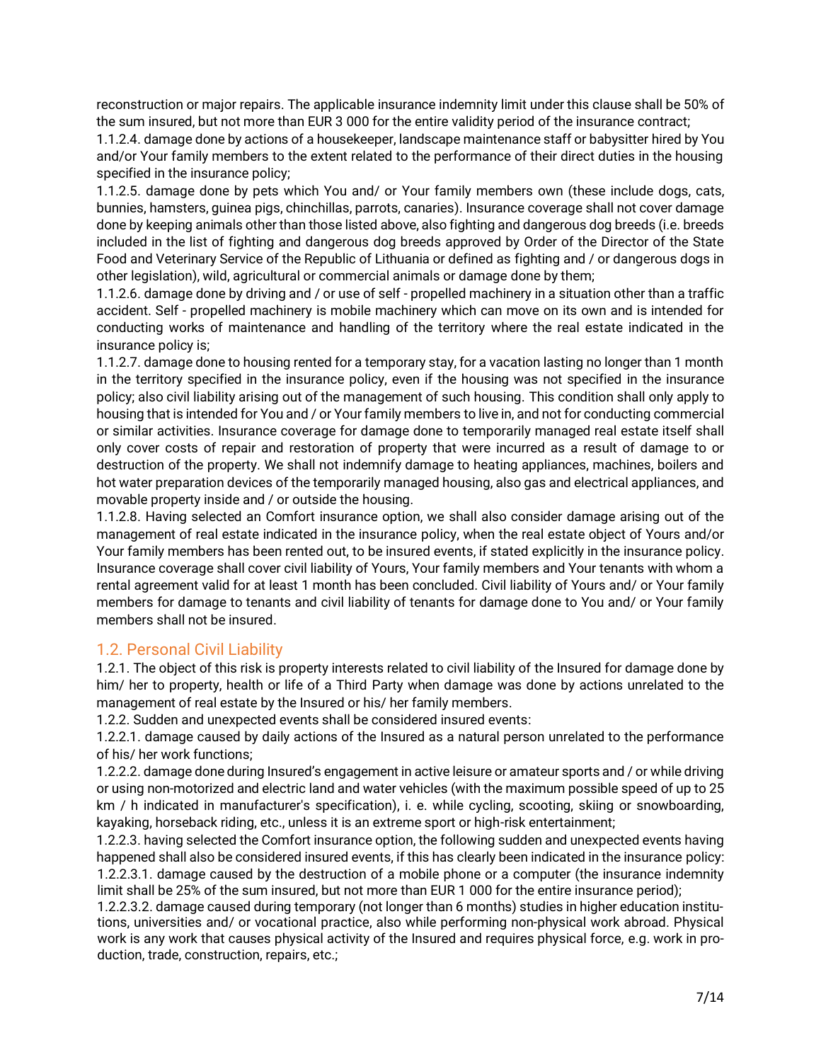reconstruction or major repairs. The applicable insurance indemnity limit under this clause shall be 50% of the sum insured, but not more than EUR 3 000 for the entire validity period of the insurance contract;

1.1.2.4. damage done by actions of a housekeeper, landscape maintenance staff or babysitter hired by You and/or Your family members to the extent related to the performance of their direct duties in the housing specified in the insurance policy;

1.1.2.5. damage done by pets which You and/ or Your family members own (these include dogs, cats, bunnies, hamsters, guinea pigs, chinchillas, parrots, canaries). Insurance coverage shall not cover damage done by keeping animals other than those listed above, also fighting and dangerous dog breeds (i.e. breeds included in the list of fighting and dangerous dog breeds approved by Order of the Director of the State Food and Veterinary Service of the Republic of Lithuania or defined as fighting and / or dangerous dogs in other legislation), wild, agricultural or commercial animals or damage done by them;

1.1.2.6. damage done by driving and / or use of self - propelled machinery in a situation other than a traffic accident. Self - propelled machinery is mobile machinery which can move on its own and is intended for conducting works of maintenance and handling of the territory where the real estate indicated in the insurance policy is;

1.1.2.7. damage done to housing rented for a temporary stay, for a vacation lasting no longer than 1 month in the territory specified in the insurance policy, even if the housing was not specified in the insurance policy; also civil liability arising out of the management of such housing. This condition shall only apply to housing that is intended for You and / or Your family members to live in, and not for conducting commercial or similar activities. Insurance coverage for damage done to temporarily managed real estate itself shall only cover costs of repair and restoration of property that were incurred as a result of damage to or destruction of the property. We shall not indemnify damage to heating appliances, machines, boilers and hot water preparation devices of the temporarily managed housing, also gas and electrical appliances, and movable property inside and / or outside the housing.

1.1.2.8. Having selected an Comfort insurance option, we shall also consider damage arising out of the management of real estate indicated in the insurance policy, when the real estate object of Yours and/or Your family members has been rented out, to be insured events, if stated explicitly in the insurance policy. Insurance coverage shall cover civil liability of Yours, Your family members and Your tenants with whom a rental agreement valid for at least 1 month has been concluded. Civil liability of Yours and/ or Your family members for damage to tenants and civil liability of tenants for damage done to You and/ or Your family members shall not be insured.

## 1.2. Personal Civil Liability

1.2.1. The object of this risk is property interests related to civil liability of the Insured for damage done by him/ her to property, health or life of a Third Party when damage was done by actions unrelated to the management of real estate by the Insured or his/ her family members.

1.2.2. Sudden and unexpected events shall be considered insured events:

1.2.2.1. damage caused by daily actions of the Insured as a natural person unrelated to the performance of his/ her work functions;

1.2.2.2. damage done during Insured's engagement in active leisure or amateur sports and / or while driving or using non-motorized and electric land and water vehicles (with the maximum possible speed of up to 25 km / h indicated in manufacturer's specification), i. e. while cycling, scooting, skiing or snowboarding, kayaking, horseback riding, etc., unless it is an extreme sport or high-risk entertainment;

1.2.2.3. having selected the Comfort insurance option, the following sudden and unexpected events having happened shall also be considered insured events, if this has clearly been indicated in the insurance policy:

1.2.2.3.1. damage caused by the destruction of a mobile phone or a computer (the insurance indemnity limit shall be 25% of the sum insured, but not more than EUR 1 000 for the entire insurance period);

1.2.2.3.2. damage caused during temporary (not longer than 6 months) studies in higher education institutions, universities and/ or vocational practice, also while performing non-physical work abroad. Physical work is any work that causes physical activity of the Insured and requires physical force, e.g. work in production, trade, construction, repairs, etc.;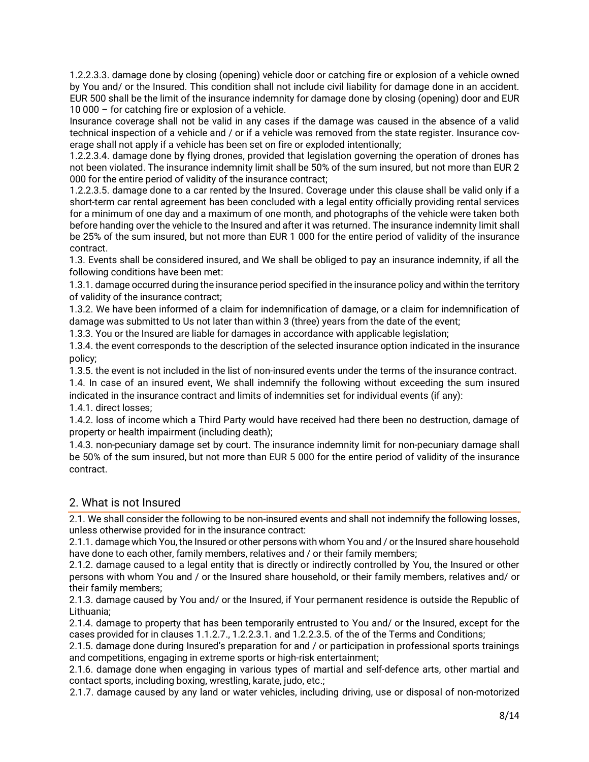1.2.2.3.3. damage done by closing (opening) vehicle door or catching fire or explosion of a vehicle owned by You and/ or the Insured. This condition shall not include civil liability for damage done in an accident. EUR 500 shall be the limit of the insurance indemnity for damage done by closing (opening) door and EUR 10 000 – for catching fire or explosion of a vehicle.

Insurance coverage shall not be valid in any cases if the damage was caused in the absence of a valid technical inspection of a vehicle and / or if a vehicle was removed from the state register. Insurance coverage shall not apply if a vehicle has been set on fire or exploded intentionally;

1.2.2.3.4. damage done by flying drones, provided that legislation governing the operation of drones has not been violated. The insurance indemnity limit shall be 50% of the sum insured, but not more than EUR 2 000 for the entire period of validity of the insurance contract;

1.2.2.3.5. damage done to a car rented by the Insured. Coverage under this clause shall be valid only if a short-term car rental agreement has been concluded with a legal entity officially providing rental services for a minimum of one day and a maximum of one month, and photographs of the vehicle were taken both before handing over the vehicle to the Insured and after it was returned. The insurance indemnity limit shall be 25% of the sum insured, but not more than EUR 1 000 for the entire period of validity of the insurance contract.

1.3. Events shall be considered insured, and We shall be obliged to pay an insurance indemnity, if all the following conditions have been met:

1.3.1. damage occurred during the insurance period specified in the insurance policy and within the territory of validity of the insurance contract;

1.3.2. We have been informed of a claim for indemnification of damage, or a claim for indemnification of damage was submitted to Us not later than within 3 (three) years from the date of the event;

1.3.3. You or the Insured are liable for damages in accordance with applicable legislation;

1.3.4. the event corresponds to the description of the selected insurance option indicated in the insurance policy;

1.3.5. the event is not included in the list of non-insured events under the terms of the insurance contract.

1.4. In case of an insured event, We shall indemnify the following without exceeding the sum insured indicated in the insurance contract and limits of indemnities set for individual events (if any):

1.4.1. direct losses;

1.4.2. loss of income which a Third Party would have received had there been no destruction, damage of property or health impairment (including death);

1.4.3. non-pecuniary damage set by court. The insurance indemnity limit for non-pecuniary damage shall be 50% of the sum insured, but not more than EUR 5 000 for the entire period of validity of the insurance contract.

## 2. What is not Insured

2.1. We shall consider the following to be non-insured events and shall not indemnify the following losses, unless otherwise provided for in the insurance contract:

2.1.1. damage which You, the Insured or other persons with whom You and / or the Insured share household have done to each other, family members, relatives and / or their family members;

2.1.2. damage caused to a legal entity that is directly or indirectly controlled by You, the Insured or other persons with whom You and / or the Insured share household, or their family members, relatives and/ or their family members;

2.1.3. damage caused by You and/ or the Insured, if Your permanent residence is outside the Republic of Lithuania;

2.1.4. damage to property that has been temporarily entrusted to You and/ or the Insured, except for the cases provided for in clauses 1.1.2.7., 1.2.2.3.1. and 1.2.2.3.5. of the of the Terms and Conditions;

2.1.5. damage done during Insured's preparation for and / or participation in professional sports trainings and competitions, engaging in extreme sports or high-risk entertainment;

2.1.6. damage done when engaging in various types of martial and self-defence arts, other martial and contact sports, including boxing, wrestling, karate, judo, etc.;

2.1.7. damage caused by any land or water vehicles, including driving, use or disposal of non-motorized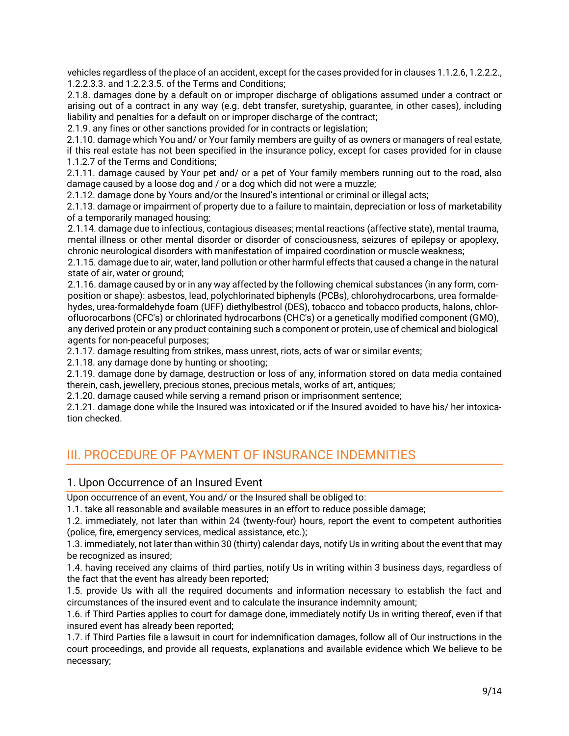vehicles regardless of the place of an accident, except for the cases provided for in clauses 1.1.2.6, 1.2.2.2., 1.2.2.3.3. and 1.2.2.3.5. of the Terms and Conditions;

2.1.8. damages done by a default on or improper discharge of obligations assumed under a contract or arising out of a contract in any way (e.g. debt transfer, suretyship, guarantee, in other cases), including liability and penalties for a default on or improper discharge of the contract;

2.1.9. any fines or other sanctions provided for in contracts or legislation;

2.1.10. damage which You and/ or Your family members are guilty of as owners or managers of real estate, if this real estate has not been specified in the insurance policy, except for cases provided for in clause 1.1.2.7 of the Terms and Conditions;

2.1.11. damage caused by Your pet and/ or a pet of Your family members running out to the road, also damage caused by a loose dog and / or a dog which did not were a muzzle;

2.1.12. damage done by Yours and/or the Insured's intentional or criminal or illegal acts;

2.1.13. damage or impairment of property due to a failure to maintain, depreciation or loss of marketability of a temporarily managed housing;

2.1.14. damage due to infectious, contagious diseases; mental reactions (affective state), mental trauma, mental illness or other mental disorder or disorder of consciousness, seizures of epilepsy or apoplexy, chronic neurological disorders with manifestation of impaired coordination or muscle weakness;

2.1.15. damage due to air, water, land pollution or other harmful effects that caused a change in the natural state of air, water or ground;

2.1.16. damage caused by or in any way affected by the following chemical substances (in any form, composition or shape): asbestos, lead, polychlorinated biphenyls (PCBs), chlorohydrocarbons, urea formaldehydes, urea-formaldehyde foam (UFF) diethylbestrol (DES), tobacco and tobacco products, halons, chlorofluorocarbons (CFC's) or chlorinated hydrocarbons (CHC's) or a genetically modified component (GMO), any derived protein or any product containing such a component or protein, use of chemical and biological agents for non-peaceful purposes;

2.1.17. damage resulting from strikes, mass unrest, riots, acts of war or similar events;

2.1.18. any damage done by hunting or shooting;

2.1.19. damage done by damage, destruction or loss of any, information stored on data media contained therein, cash, jewellery, precious stones, precious metals, works of art, antiques;

2.1.20. damage caused while serving a remand prison or imprisonment sentence;

2.1.21. damage done while the Insured was intoxicated or if the Insured avoided to have his/ her intoxication checked.

## III. PROCEDURE OF PAYMENT OF INSURANCE INDEMNITIES

### 1. Upon Occurrence of an Insured Event

Upon occurrence of an event, You and/ or the Insured shall be obliged to:

1.1. take all reasonable and available measures in an effort to reduce possible damage;

1.2. immediately, not later than within 24 (twenty-four) hours, report the event to competent authorities (police, fire, emergency services, medical assistance, etc.);

1.3. immediately, not later than within 30 (thirty) calendar days, notify Us in writing about the event that may be recognized as insured;

1.4. having received any claims of third parties, notify Us in writing within 3 business days, regardless of the fact that the event has already been reported;

1.5. provide Us with all the required documents and information necessary to establish the fact and circumstances of the insured event and to calculate the insurance indemnity amount;

1.6. if Third Parties applies to court for damage done, immediately notify Us in writing thereof, even if that insured event has already been reported;

1.7. if Third Parties file a lawsuit in court for indemnification damages, follow all of Our instructions in the court proceedings, and provide all requests, explanations and available evidence which We believe to be necessary;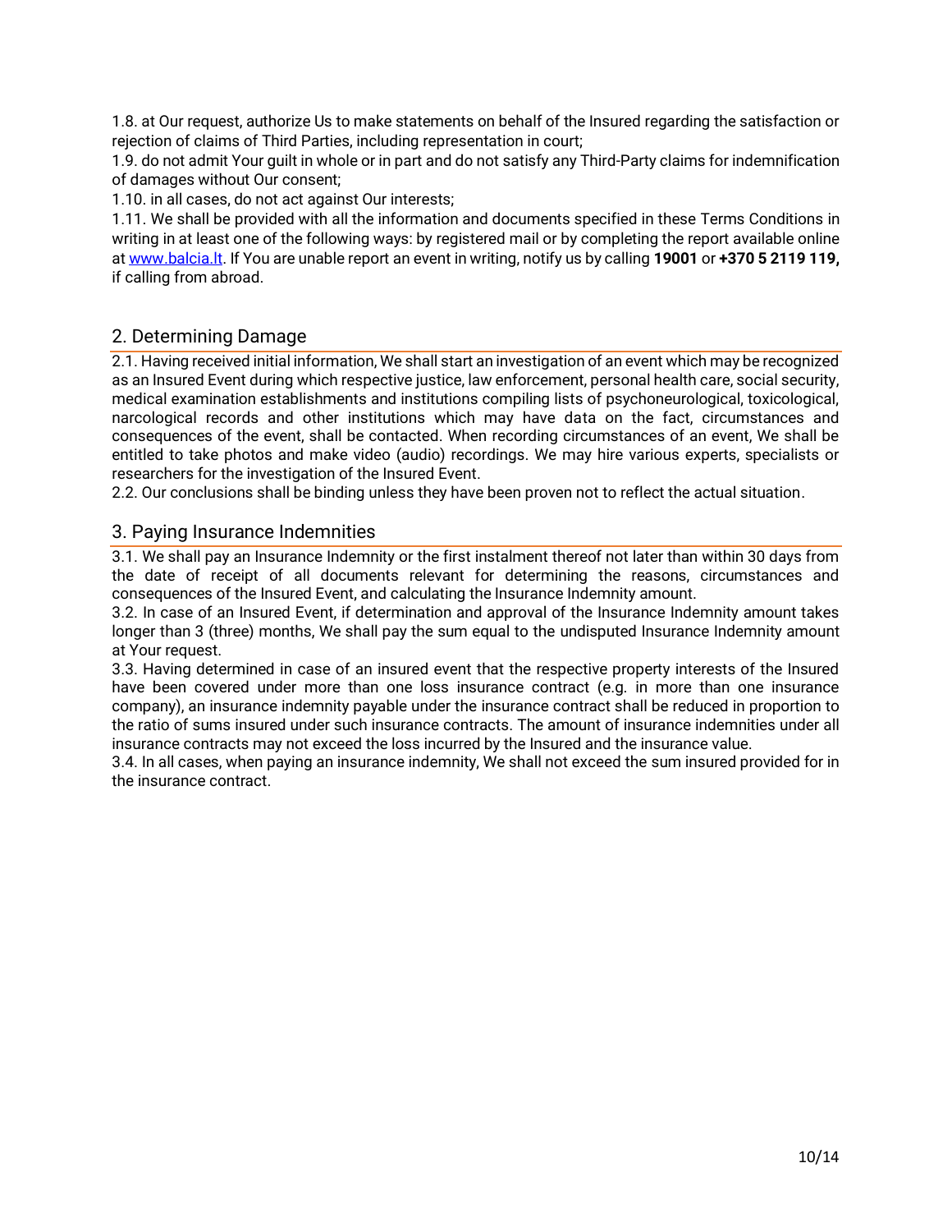1.8. at Our request, authorize Us to make statements on behalf of the Insured regarding the satisfaction or rejection of claims of Third Parties, including representation in court;

1.9. do not admit Your guilt in whole or in part and do not satisfy any Third-Party claims for indemnification of damages without Our consent;

1.10. in all cases, do not act against Our interests;

1.11. We shall be provided with all the information and documents specified in these Terms Conditions in writing in at least one of the following ways: by registered mail or by completing the report available online at www.balcia.lt. If You are unable report an event in writing, notify us by calling **19001** or **+370 5 2119 119,** if calling from abroad.

## 2. Determining Damage

2.1. Having received initial information, We shall start an investigation of an event which may be recognized as an Insured Event during which respective justice, law enforcement, personal health care, social security, medical examination establishments and institutions compiling lists of psychoneurological, toxicological, narcological records and other institutions which may have data on the fact, circumstances and consequences of the event, shall be contacted. When recording circumstances of an event, We shall be entitled to take photos and make video (audio) recordings. We may hire various experts, specialists or researchers for the investigation of the Insured Event.

2.2. Our conclusions shall be binding unless they have been proven not to reflect the actual situation.

## 3. Paying Insurance Indemnities

3.1. We shall pay an Insurance Indemnity or the first instalment thereof not later than within 30 days from the date of receipt of all documents relevant for determining the reasons, circumstances and consequences of the Insured Event, and calculating the Insurance Indemnity amount.

3.2. In case of an Insured Event, if determination and approval of the Insurance Indemnity amount takes longer than 3 (three) months, We shall pay the sum equal to the undisputed Insurance Indemnity amount at Your request.

3.3. Having determined in case of an insured event that the respective property interests of the Insured have been covered under more than one loss insurance contract (e.g. in more than one insurance company), an insurance indemnity payable under the insurance contract shall be reduced in proportion to the ratio of sums insured under such insurance contracts. The amount of insurance indemnities under all insurance contracts may not exceed the loss incurred by the Insured and the insurance value.

3.4. In all cases, when paying an insurance indemnity, We shall not exceed the sum insured provided for in the insurance contract.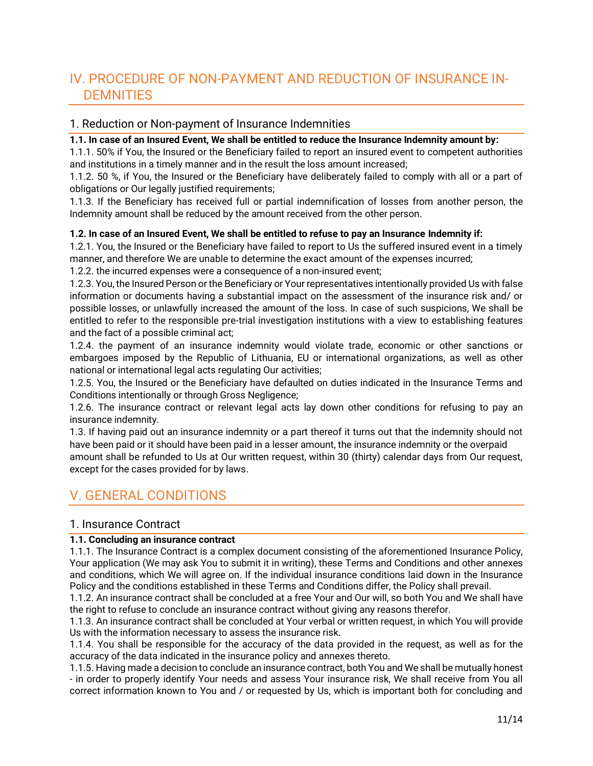# IV. PROCEDURE OF NON-PAYMENT AND REDUCTION OF INSURANCE INDEMNITIES

## 1. Reduction or Non-payment of Insurance Indemnities

**1.1. In case of an Insured Event, We shall be entitled to reduce the Insurance Indemnity amount by:**

1.1.1. 50% if You, the Insured or the Beneficiary failed to report an insured event to competent authorities and institutions in a timely manner and in the result the loss amount increased;

1.1.2. 50 %, if You, the Insured or the Beneficiary have deliberately failed to comply with all or a part of obligations or Our legally justified requirements;

1.1.3. If the Beneficiary has received full or partial indemnification of losses from another person, the Indemnity amount shall be reduced by the amount received from the other person.

**1.2. In case of an Insured Event, We shall be entitled to refuse to pay an Insurance Indemnity if:**

1.2.1. You, the Insured or the Beneficiary have failed to report to Us the suffered insured event in a timely manner, and therefore We are unable to determine the exact amount of the expenses incurred;

1.2.2. the incurred expenses were a consequence of a non-insured event;

1.2.3. You, the Insured Person or the Beneficiary or Your representatives intentionally provided Us with false information or documents having a substantial impact on the assessment of the insurance risk and/ or possible losses, or unlawfully increased the amount of the loss. In case of such suspicions, We shall be entitled to refer to the responsible pre-trial investigation institutions with a view to establishing features and the fact of a possible criminal act;

1.2.4. the payment of an insurance indemnity would violate trade, economic or other sanctions or embargoes imposed by the Republic of Lithuania, EU or international organizations, as well as other national or international legal acts regulating Our activities;

1.2.5. You, the Insured or the Beneficiary have defaulted on duties indicated in the Insurance Terms and Conditions intentionally or through Gross Negligence;

1.2.6. The insurance contract or relevant legal acts lay down other conditions for refusing to pay an insurance indemnity.

1.3. If having paid out an insurance indemnity or a part thereof it turns out that the indemnity should not have been paid or it should have been paid in a lesser amount, the insurance indemnity or the overpaid amount shall be refunded to Us at Our written request, within 30 (thirty) calendar days from Our request, except for the cases provided for by laws.

# V. GENERAL CONDITIONS

## 1. Insurance Contract

**1.1. Concluding an insurance contract**

1.1.1. The Insurance Contract is a complex document consisting of the aforementioned Insurance Policy, Your application (We may ask You to submit it in writing), these Terms and Conditions and other annexes and conditions, which We will agree on. If the individual insurance conditions laid down in the Insurance Policy and the conditions established in these Terms and Conditions differ, the Policy shall prevail.

1.1.2. An insurance contract shall be concluded at a free Your and Our will, so both You and We shall have the right to refuse to conclude an insurance contract without giving any reasons therefor.

1.1.3. An insurance contract shall be concluded at Your verbal or written request, in which You will provide Us with the information necessary to assess the insurance risk.

1.1.4. You shall be responsible for the accuracy of the data provided in the request, as well as for the accuracy of the data indicated in the insurance policy and annexes thereto.

1.1.5. Having made a decision to conclude an insurance contract, both You and We shall be mutually honest - in order to properly identify Your needs and assess Your insurance risk, We shall receive from You all correct information known to You and / or requested by Us, which is important both for concluding and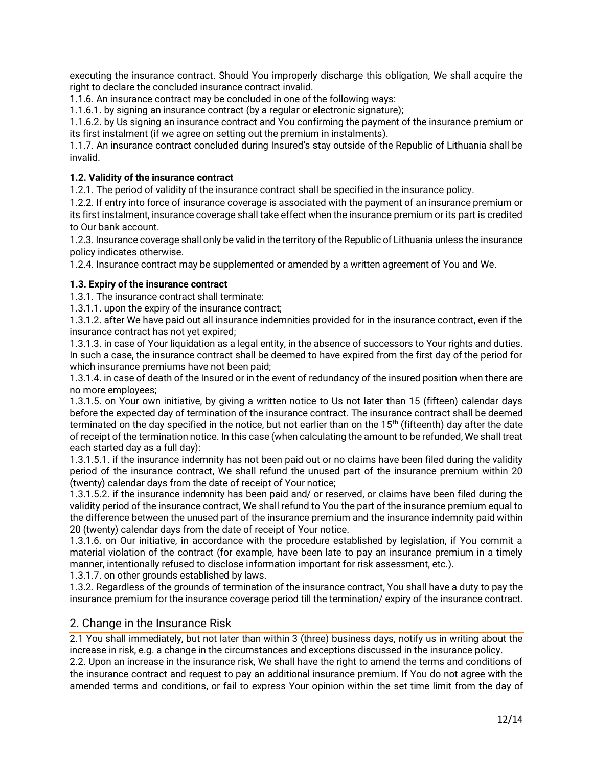executing the insurance contract. Should You improperly discharge this obligation, We shall acquire the right to declare the concluded insurance contract invalid.

1.1.6. An insurance contract may be concluded in one of the following ways:

1.1.6.1. by signing an insurance contract (by a regular or electronic signature);

1.1.6.2. by Us signing an insurance contract and You confirming the payment of the insurance premium or its first instalment (if we agree on setting out the premium in instalments).

1.1.7. An insurance contract concluded during Insured's stay outside of the Republic of Lithuania shall be invalid.

**1.2. Validity of the insurance contract**

1.2.1. The period of validity of the insurance contract shall be specified in the insurance policy.

1.2.2. If entry into force of insurance coverage is associated with the payment of an insurance premium or its first instalment, insurance coverage shall take effect when the insurance premium or its part is credited to Our bank account.

1.2.3. Insurance coverage shall only be valid in the territory of the Republic of Lithuania unless the insurance policy indicates otherwise.

1.2.4. Insurance contract may be supplemented or amended by a written agreement of You and We.

**1.3. Expiry of the insurance contract**

1.3.1. The insurance contract shall terminate:

1.3.1.1. upon the expiry of the insurance contract;

1.3.1.2. after We have paid out all insurance indemnities provided for in the insurance contract, even if the insurance contract has not yet expired;

1.3.1.3. in case of Your liquidation as a legal entity, in the absence of successors to Your rights and duties. In such a case, the insurance contract shall be deemed to have expired from the first day of the period for which insurance premiums have not been paid;

1.3.1.4. in case of death of the Insured or in the event of redundancy of the insured position when there are no more employees;

1.3.1.5. on Your own initiative, by giving a written notice to Us not later than 15 (fifteen) calendar days before the expected day of termination of the insurance contract. The insurance contract shall be deemed terminated on the day specified in the notice, but not earlier than on the 15th (fifteenth) day after the date of receipt of the termination notice. In this case (when calculating the amount to be refunded, We shall treat each started day as a full day):

1.3.1.5.1. if the insurance indemnity has not been paid out or no claims have been filed during the validity period of the insurance contract, We shall refund the unused part of the insurance premium within 20 (twenty) calendar days from the date of receipt of Your notice;

1.3.1.5.2. if the insurance indemnity has been paid and/ or reserved, or claims have been filed during the validity period of the insurance contract, We shall refund to You the part of the insurance premium equal to the difference between the unused part of the insurance premium and the insurance indemnity paid within 20 (twenty) calendar days from the date of receipt of Your notice.

1.3.1.6. on Our initiative, in accordance with the procedure established by legislation, if You commit a material violation of the contract (for example, have been late to pay an insurance premium in a timely manner, intentionally refused to disclose information important for risk assessment, etc.).

1.3.1.7. on other grounds established by laws.

1.3.2. Regardless of the grounds of termination of the insurance contract, You shall have a duty to pay the insurance premium for the insurance coverage period till the termination/ expiry of the insurance contract.

## 2. Change in the Insurance Risk

2.1 You shall immediately, but not later than within 3 (three) business days, notify us in writing about the increase in risk, e.g. a change in the circumstances and exceptions discussed in the insurance policy.

2.2. Upon an increase in the insurance risk, We shall have the right to amend the terms and conditions of the insurance contract and request to pay an additional insurance premium. If You do not agree with the amended terms and conditions, or fail to express Your opinion within the set time limit from the day of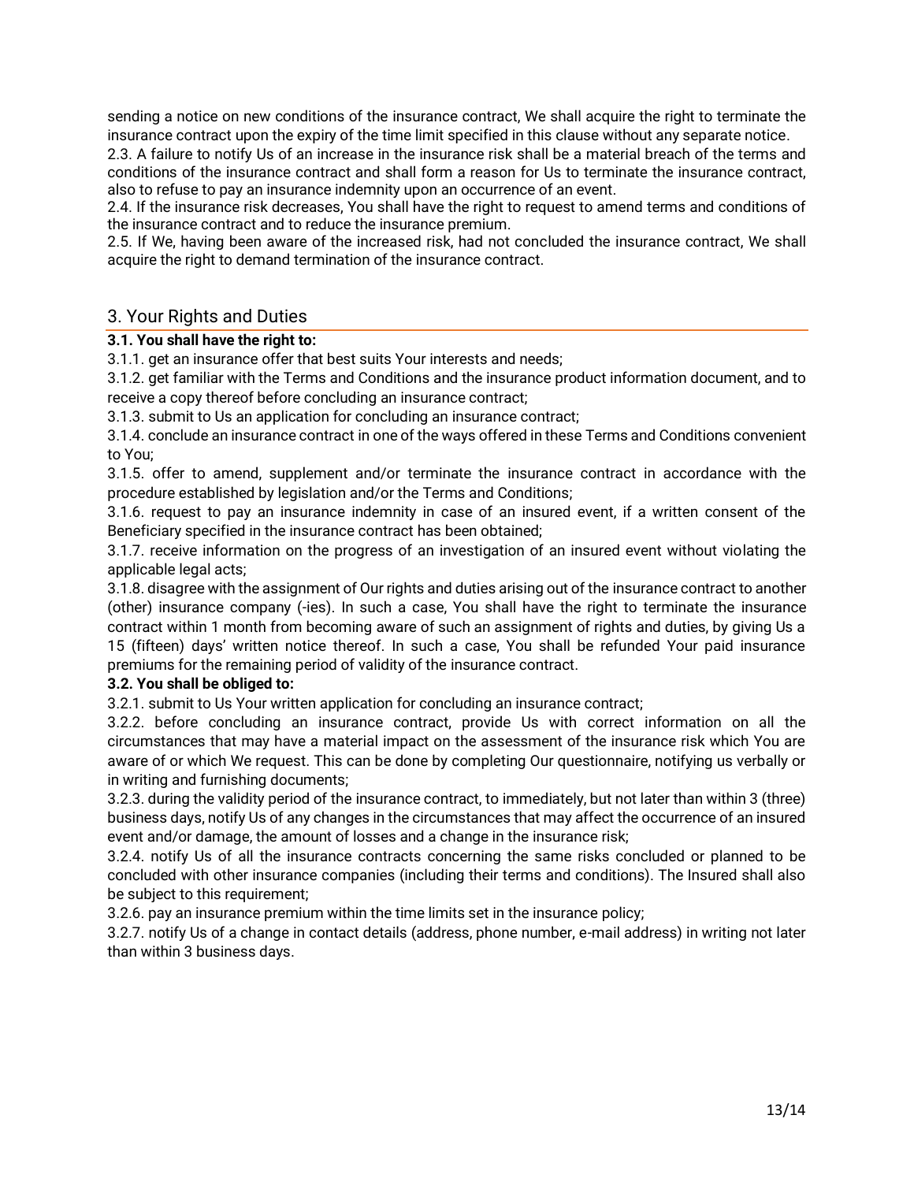sending a notice on new conditions of the insurance contract, We shall acquire the right to terminate the insurance contract upon the expiry of the time limit specified in this clause without any separate notice.

2.3. A failure to notify Us of an increase in the insurance risk shall be a material breach of the terms and conditions of the insurance contract and shall form a reason for Us to terminate the insurance contract, also to refuse to pay an insurance indemnity upon an occurrence of an event.

2.4. If the insurance risk decreases, You shall have the right to request to amend terms and conditions of the insurance contract and to reduce the insurance premium.

2.5. If We, having been aware of the increased risk, had not concluded the insurance contract, We shall acquire the right to demand termination of the insurance contract.

## 3. Your Rights and Duties

**3.1. You shall have the right to:**

3.1.1. get an insurance offer that best suits Your interests and needs;

3.1.2. get familiar with the Terms and Conditions and the insurance product information document, and to receive a copy thereof before concluding an insurance contract;

3.1.3. submit to Us an application for concluding an insurance contract;

3.1.4. conclude an insurance contract in one of the ways offered in these Terms and Conditions convenient to You;

3.1.5. offer to amend, supplement and/or terminate the insurance contract in accordance with the procedure established by legislation and/or the Terms and Conditions;

3.1.6. request to pay an insurance indemnity in case of an insured event, if a written consent of the Beneficiary specified in the insurance contract has been obtained;

3.1.7. receive information on the progress of an investigation of an insured event without violating the applicable legal acts;

3.1.8. disagree with the assignment of Our rights and duties arising out of the insurance contract to another (other) insurance company (-ies). In such a case, You shall have the right to terminate the insurance contract within 1 month from becoming aware of such an assignment of rights and duties, by giving Us a 15 (fifteen) days' written notice thereof. In such a case, You shall be refunded Your paid insurance premiums for the remaining period of validity of the insurance contract.

**3.2. You shall be obliged to:**

3.2.1. submit to Us Your written application for concluding an insurance contract;

3.2.2. before concluding an insurance contract, provide Us with correct information on all the circumstances that may have a material impact on the assessment of the insurance risk which You are aware of or which We request. This can be done by completing Our questionnaire, notifying us verbally or in writing and furnishing documents;

3.2.3. during the validity period of the insurance contract, to immediately, but not later than within 3 (three) business days, notify Us of any changes in the circumstances that may affect the occurrence of an insured event and/or damage, the amount of losses and a change in the insurance risk;

3.2.4. notify Us of all the insurance contracts concerning the same risks concluded or planned to be concluded with other insurance companies (including their terms and conditions). The Insured shall also be subject to this requirement;

3.2.6. pay an insurance premium within the time limits set in the insurance policy;

3.2.7. notify Us of a change in contact details (address, phone number, e-mail address) in writing not later than within 3 business days.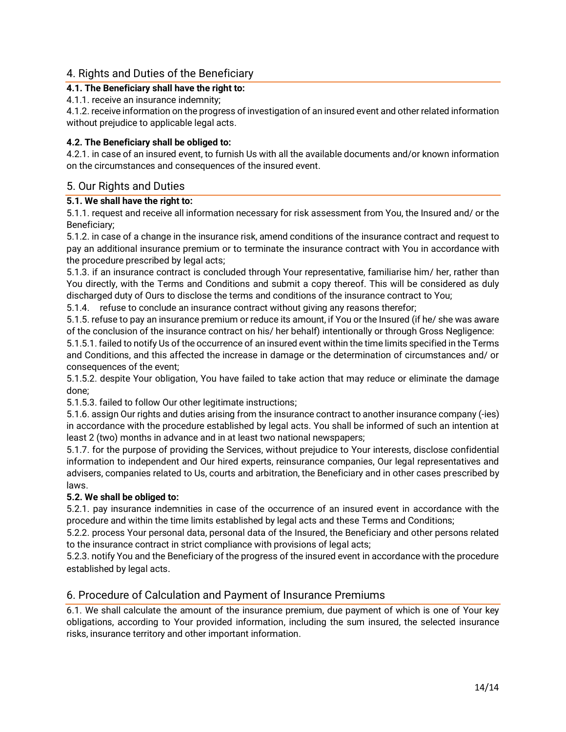## 4. Rights and Duties of the Beneficiary

**4.1. The Beneficiary shall have the right to:**

4.1.1. receive an insurance indemnity;

4.1.2. receive information on the progress of investigation of an insured event and other related information without prejudice to applicable legal acts.

**4.2. The Beneficiary shall be obliged to:**

4.2.1. in case of an insured event, to furnish Us with all the available documents and/or known information on the circumstances and consequences of the insured event.

## 5. Our Rights and Duties

**5.1. We shall have the right to:**

5.1.1. request and receive all information necessary for risk assessment from You, the Insured and/ or the Beneficiary;

5.1.2. in case of a change in the insurance risk, amend conditions of the insurance contract and request to pay an additional insurance premium or to terminate the insurance contract with You in accordance with the procedure prescribed by legal acts;

5.1.3. if an insurance contract is concluded through Your representative, familiarise him/ her, rather than You directly, with the Terms and Conditions and submit a copy thereof. This will be considered as duly discharged duty of Ours to disclose the terms and conditions of the insurance contract to You;

5.1.4. refuse to conclude an insurance contract without giving any reasons therefor;

5.1.5. refuse to pay an insurance premium or reduce its amount, if You or the Insured (if he/ she was aware of the conclusion of the insurance contract on his/ her behalf) intentionally or through Gross Negligence:

5.1.5.1. failed to notify Us of the occurrence of an insured event within the time limits specified in the Terms and Conditions, and this affected the increase in damage or the determination of circumstances and/ or consequences of the event;

5.1.5.2. despite Your obligation, You have failed to take action that may reduce or eliminate the damage done;

5.1.5.3. failed to follow Our other legitimate instructions;

5.1.6. assign Our rights and duties arising from the insurance contract to another insurance company (-ies) in accordance with the procedure established by legal acts. You shall be informed of such an intention at least 2 (two) months in advance and in at least two national newspapers;

5.1.7. for the purpose of providing the Services, without prejudice to Your interests, disclose confidential information to independent and Our hired experts, reinsurance companies, Our legal representatives and advisers, companies related to Us, courts and arbitration, the Beneficiary and in other cases prescribed by laws.

**5.2. We shall be obliged to:**

5.2.1. pay insurance indemnities in case of the occurrence of an insured event in accordance with the procedure and within the time limits established by legal acts and these Terms and Conditions;

5.2.2. process Your personal data, personal data of the Insured, the Beneficiary and other persons related to the insurance contract in strict compliance with provisions of legal acts;

5.2.3. notify You and the Beneficiary of the progress of the insured event in accordance with the procedure established by legal acts.

## 6. Procedure of Calculation and Payment of Insurance Premiums

6.1. We shall calculate the amount of the insurance premium, due payment of which is one of Your key obligations, according to Your provided information, including the sum insured, the selected insurance risks, insurance territory and other important information.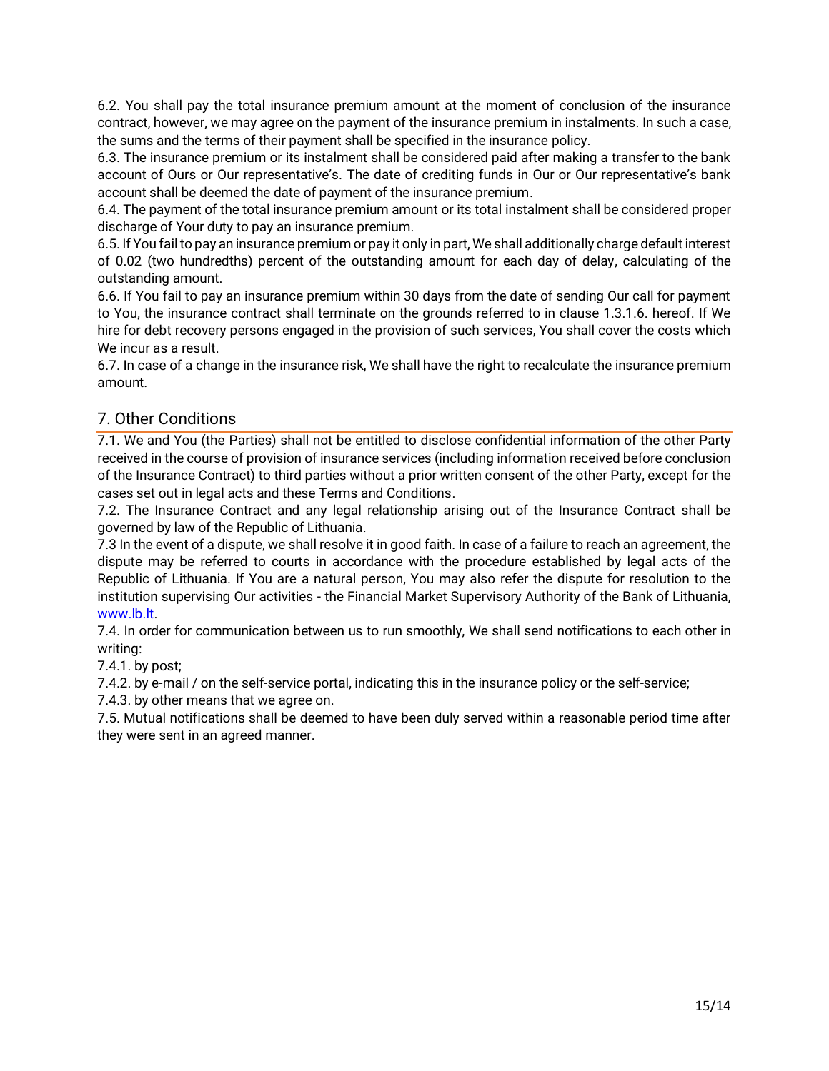6.2. You shall pay the total insurance premium amount at the moment of conclusion of the insurance contract, however, we may agree on the payment of the insurance premium in instalments. In such a case, the sums and the terms of their payment shall be specified in the insurance policy.

6.3. The insurance premium or its instalment shall be considered paid after making a transfer to the bank account of Ours or Our representative's. The date of crediting funds in Our or Our representative's bank account shall be deemed the date of payment of the insurance premium.

6.4. The payment of the total insurance premium amount or its total instalment shall be considered proper discharge of Your duty to pay an insurance premium.

6.5. If You fail to pay an insurance premium or pay it only in part, We shall additionally charge default interest of 0.02 (two hundredths) percent of the outstanding amount for each day of delay, calculating of the outstanding amount.

6.6. If You fail to pay an insurance premium within 30 days from the date of sending Our call for payment to You, the insurance contract shall terminate on the grounds referred to in clause 1.3.1.6. hereof. If We hire for debt recovery persons engaged in the provision of such services, You shall cover the costs which We incur as a result.

6.7. In case of a change in the insurance risk, We shall have the right to recalculate the insurance premium amount.

## 7. Other Conditions

7.1. We and You (the Parties) shall not be entitled to disclose confidential information of the other Party received in the course of provision of insurance services (including information received before conclusion of the Insurance Contract) to third parties without a prior written consent of the other Party, except for the cases set out in legal acts and these Terms and Conditions.

7.2. The Insurance Contract and any legal relationship arising out of the Insurance Contract shall be governed by law of the Republic of Lithuania.

7.3 In the event of a dispute, we shall resolve it in good faith. In case of a failure to reach an agreement, the dispute may be referred to courts in accordance with the procedure established by legal acts of the Republic of Lithuania. If You are a natural person, You may also refer the dispute for resolution to the institution supervising Our activities - the Financial Market Supervisory Authority of the Bank of Lithuania, [www.lb.lt](www.lb.lt).

7.4. In order for communication between us to run smoothly, We shall send notifications to each other in writing:

7.4.1. by post;

7.4.2. by e-mail / on the self-service portal, indicating this in the insurance policy or the self-service;

7.4.3. by other means that we agree on.

7.5. Mutual notifications shall be deemed to have been duly served within a reasonable period time after they were sent in an agreed manner.